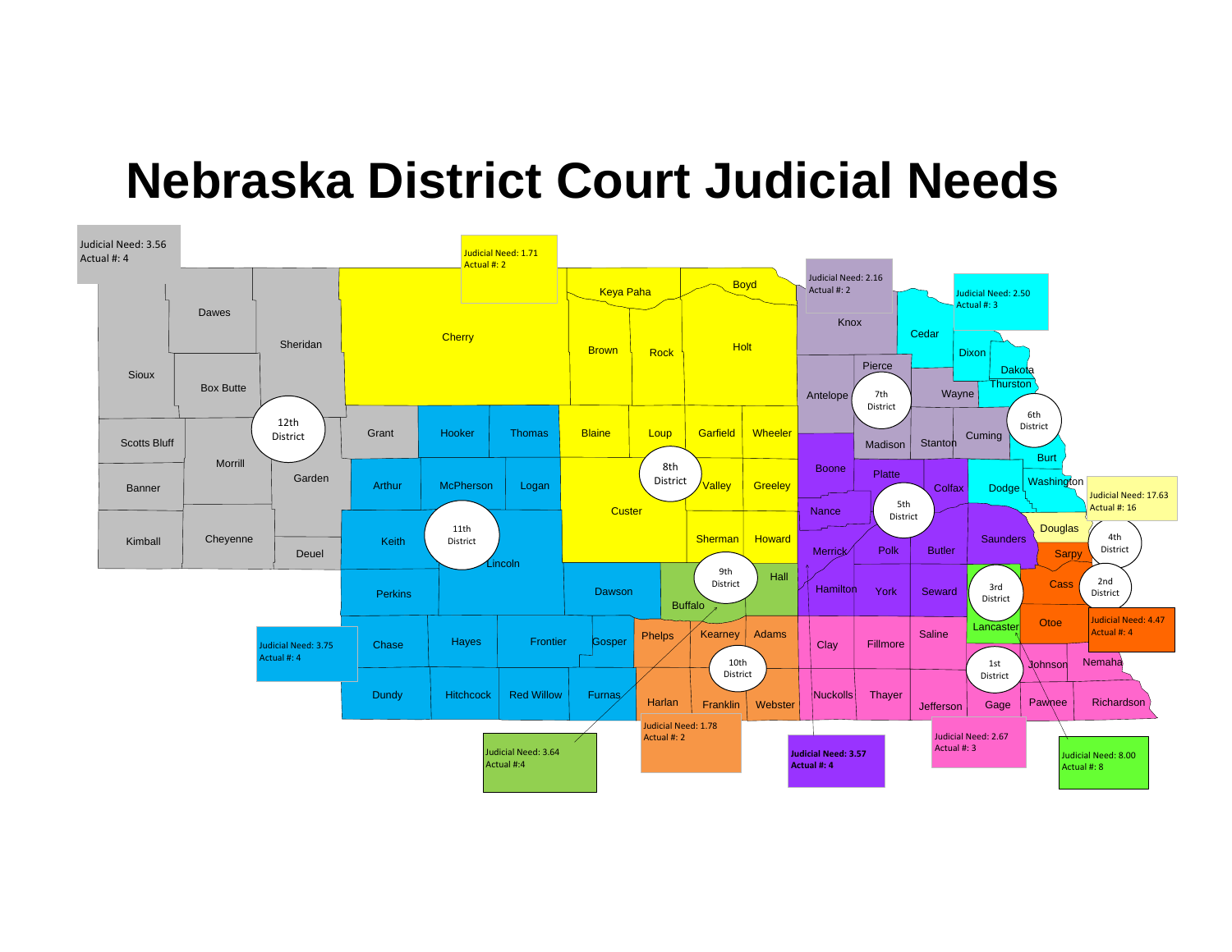# Nebraska District Court Judicial Needs

| District | Judicial Need | Actual # |
|---|---|---|
| 12th District | 3.56 | 4 |
| 8th District | 1.71 | 2 |
| 7th District | 2.16 | 2 |
| 6th District | 2.50 | 3 |
| 4th District | 17.63 | 16 |
| 2nd District | 4.47 | 4 |
| 11th District | 3.75 | 4 |
| 9th District | 3.64 | 4 |
| 10th District | 1.78 | 2 |
| 5th District | 3.57 | 4 |
| 1st District | 2.67 | 3 |
| 3rd District | 8.00 | 8 |

12th District: Sioux, Dawes, Sheridan, Box Butte, Scotts Bluff, Morrill, Garden, Banner, Kimball, Cheyenne, Deuel, Grant

8th District: Cherry, Keya Paha, Boyd, Brown, Rock, Holt, Blaine, Loup, Garfield, Wheeler, Custer, Valley, Greeley, Sherman, Howard

7th District: Knox, Antelope, Pierce, Wayne, Madison, Stanton, Cuming

6th District: Cedar, Dixon, Dakota, Thurston, Burt, Washington, Dodge

4th District: Douglas

2nd District: Sarpy, Cass, Otoe

11th District: Hooker, Thomas, Arthur, McPherson, Logan, Keith, Lincoln, Perkins, Dawson, Chase, Hayes, Frontier, Gosper, Dundy, Hitchcock, Red Willow, Furnas

9th District: Buffalo, Hall

10th District: Phelps, Kearney, Adams, Harlan, Franklin, Webster

5th District: Boone, Platte, Colfax, Nance, Merrick, Polk, Butler, Saunders, Hamilton, York, Seward

1st District: Clay, Fillmore, Saline, Nuckolls, Thayer, Jefferson, Gage, Johnson, Nemaha, Pawnee, Richardson

3rd District: Lancaster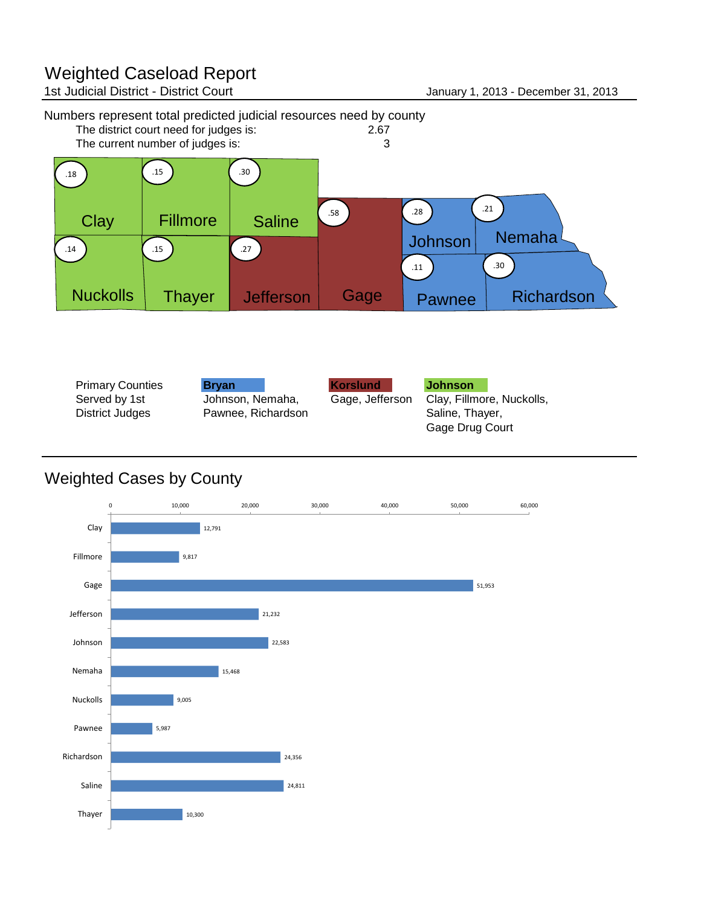# Weighted Caseload Report

1st Judicial District - District Court

January 1, 2013 - December 31, 2013

Numbers represent total predicted judicial resources need by county

The district court need for judges is: 2.67

The current number of judges is: 3

| County | Need |
|---|---|
| Clay | .18 |
| Fillmore | .15 |
| Saline | .30 |
| Nuckolls | .14 |
| Thayer | .15 |
| Jefferson | .27 |
| Gage | .58 |
| Johnson | .28 |
| Nemaha | .21 |
| Pawnee | .11 |
| Richardson | .30 |

Primary Counties Served by 1st District Judges

| Bryan | Korslund | Johnson |
|---|---|---|
| Johnson, Nemaha, Pawnee, Richardson | Gage, Jefferson | Clay, Fillmore, Nuckolls, Saline, Thayer, Gage Drug Court |

## Weighted Cases by County

| County | Weighted Cases |
|---|---|
| Clay | 12,791 |
| Fillmore | 9,817 |
| Gage | 51,953 |
| Jefferson | 21,232 |
| Johnson | 22,583 |
| Nemaha | 15,468 |
| Nuckolls | 9,005 |
| Pawnee | 5,987 |
| Richardson | 24,356 |
| Saline | 24,811 |
| Thayer | 10,300 |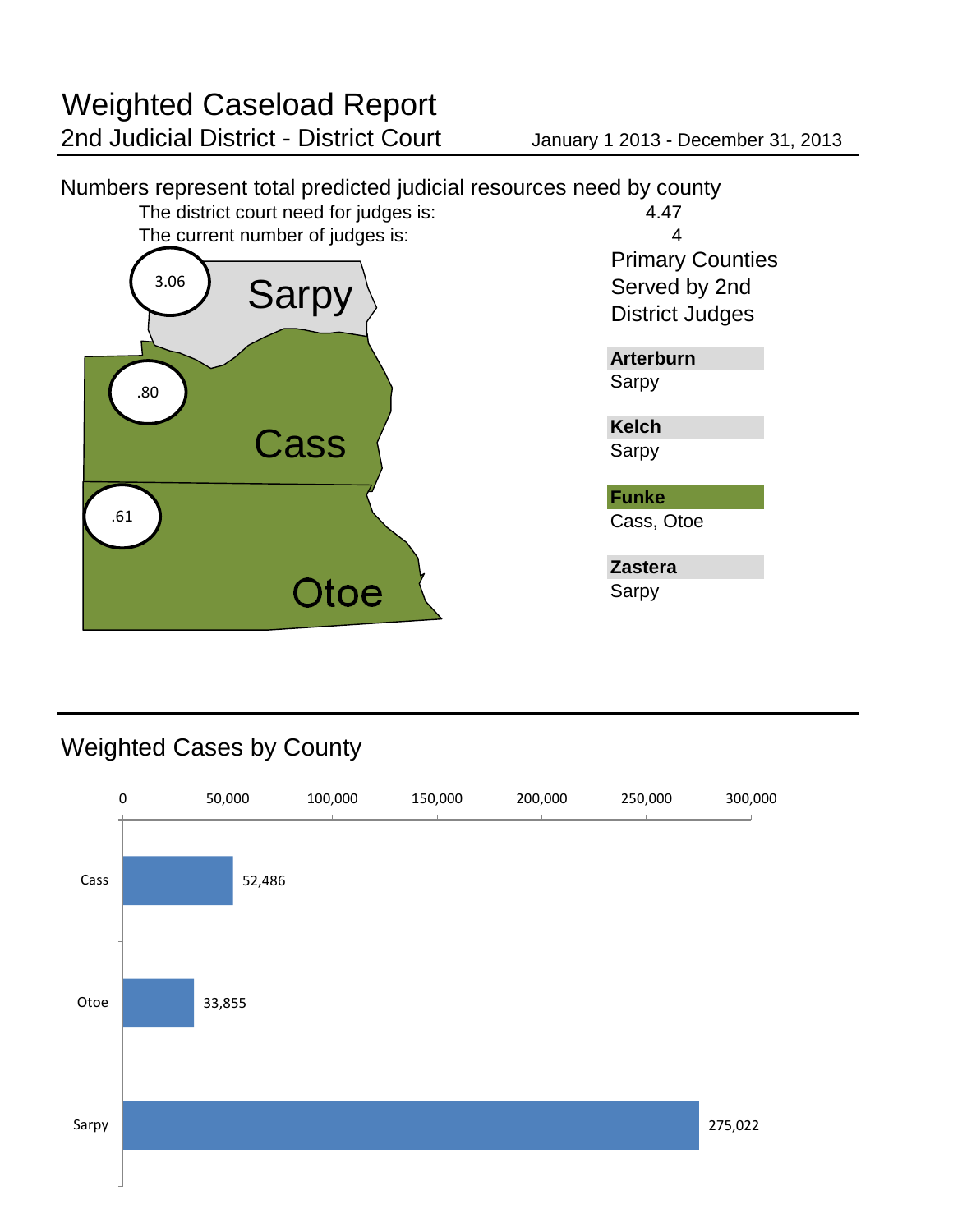# Weighted Caseload Report

## 2nd Judicial District - District Court

January 1 2013 - December 31, 2013

Numbers represent total predicted judicial resources need by county

The district court need for judges is: 4.47

The current number of judges is: 4

| County | Predicted judicial resources need |
|---|---|
| Sarpy | 3.06 |
| Cass | .80 |
| Otoe | .61 |

### Primary Counties Served by 2nd District Judges

**Arterburn**
Sarpy

**Kelch**
Sarpy

**Funke**
Cass, Otoe

**Zastera**
Sarpy

## Weighted Cases by County

| County | Weighted Cases |
|---|---|
| Cass | 52,486 |
| Otoe | 33,855 |
| Sarpy | 275,022 |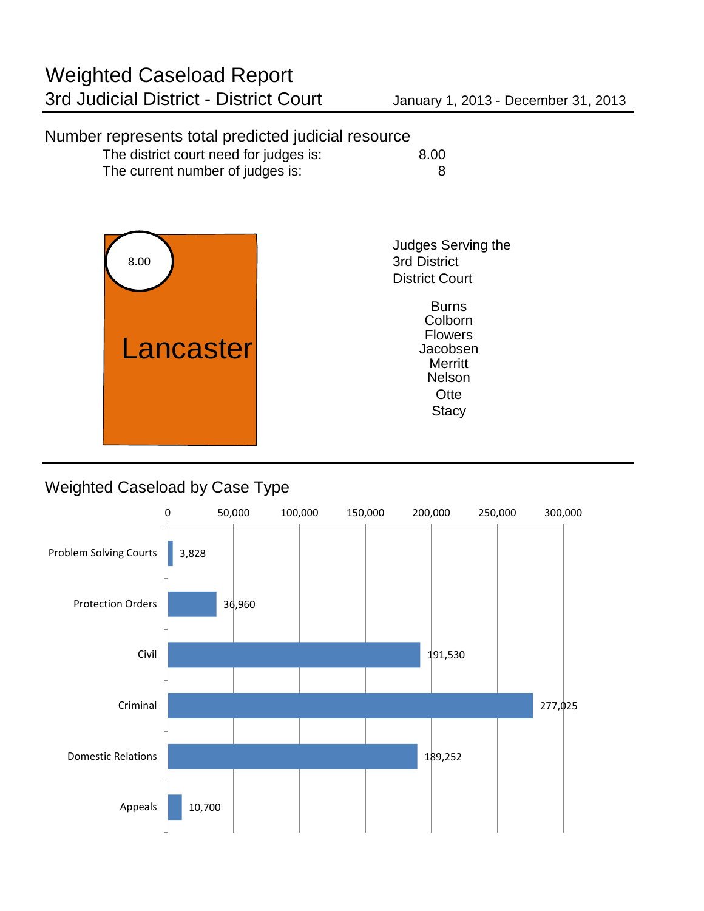# Weighted Caseload Report

## 3rd Judicial District - District Court

January 1, 2013 - December 31, 2013

Number represents total predicted judicial resource

| | |
|---|---|
| The district court need for judges is: | 8.00 |
| The current number of judges is: | 8 |

8.00

Lancaster

Judges Serving the 3rd District District Court

Burns
Colborn
Flowers
Jacobsen
Merritt
Nelson
Otte
Stacy

## Weighted Caseload by Case Type

| Case Type | Weighted Caseload |
|---|---|
| Problem Solving Courts | 3,828 |
| Protection Orders | 36,960 |
| Civil | 191,530 |
| Criminal | 277,025 |
| Domestic Relations | 189,252 |
| Appeals | 10,700 |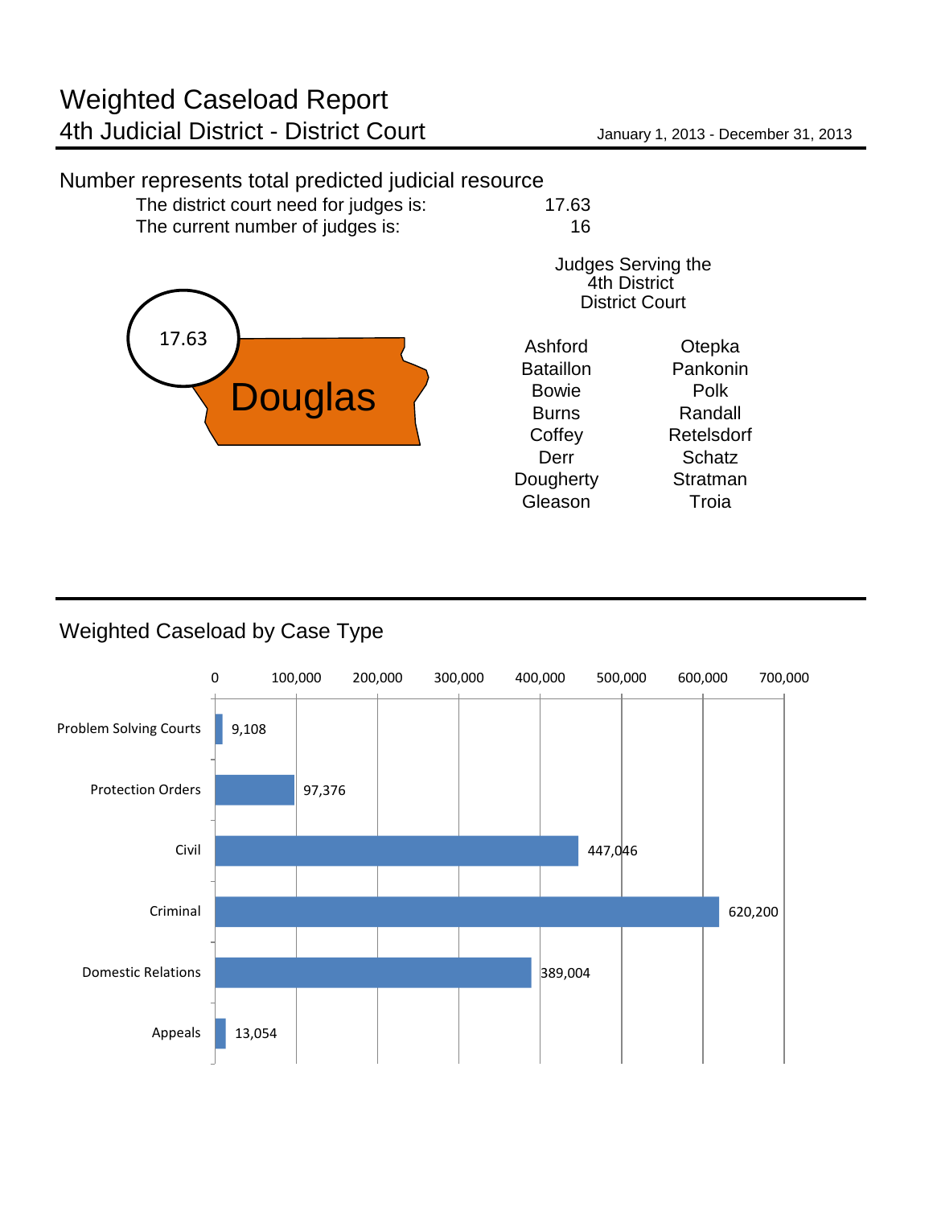# Weighted Caseload Report

## 4th Judicial District - District Court

January 1, 2013 - December 31, 2013

### Number represents total predicted judicial resource

| | |
|---|---|
| The district court need for judges is: | 17.63 |
| The current number of judges is: | 16 |

17.63

Douglas

### Judges Serving the 4th District District Court

| | |
|---|---|
| Ashford | Otepka |
| Bataillon | Pankonin |
| Bowie | Polk |
| Burns | Randall |
| Coffey | Retelsdorf |
| Derr | Schatz |
| Dougherty | Stratman |
| Gleason | Troia |

## Weighted Caseload by Case Type

| Case Type | Weighted Caseload |
|---|---|
| Problem Solving Courts | 9,108 |
| Protection Orders | 97,376 |
| Civil | 447,046 |
| Criminal | 620,200 |
| Domestic Relations | 389,004 |
| Appeals | 13,054 |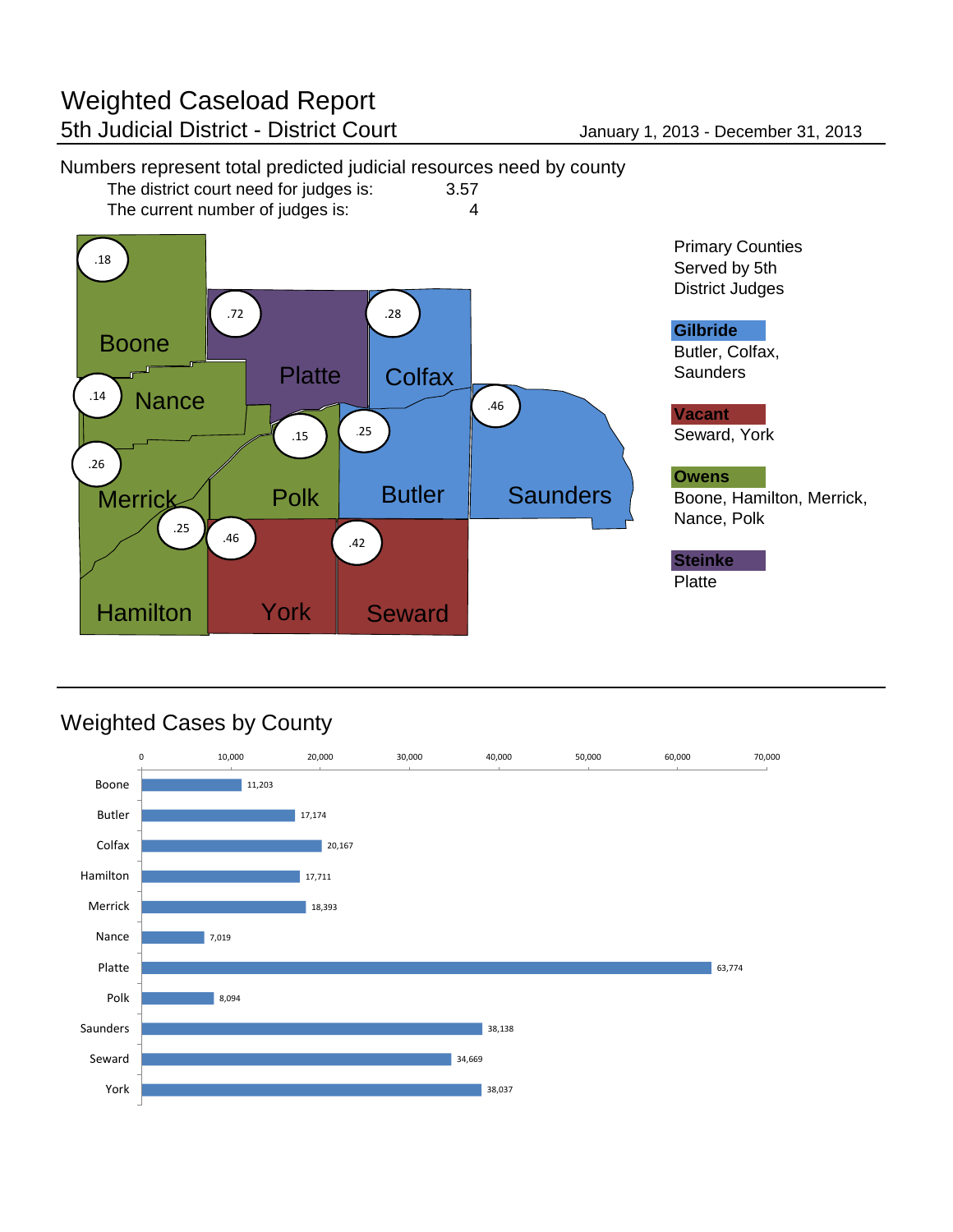# Weighted Caseload Report

## 5th Judicial District - District Court

January 1, 2013 - December 31, 2013

Numbers represent total predicted judicial resources need by county

The district court need for judges is: 3.57

The current number of judges is: 4

| County | Predicted Need |
|---|---|
| Boone | .18 |
| Platte | .72 |
| Colfax | .28 |
| Nance | .14 |
| Polk | .15 |
| Butler | .25 |
| Saunders | .46 |
| Merrick | .26 |
| Hamilton | .25 |
| York | .46 |
| Seward | .42 |

Primary Counties Served by 5th District Judges

**Gilbride**
Butler, Colfax, Saunders

**Vacant**
Seward, York

**Owens**
Boone, Hamilton, Merrick, Nance, Polk

**Steinke**
Platte

## Weighted Cases by County

| County | Weighted Cases |
|---|---|
| Boone | 11,203 |
| Butler | 17,174 |
| Colfax | 20,167 |
| Hamilton | 17,711 |
| Merrick | 18,393 |
| Nance | 7,019 |
| Platte | 63,774 |
| Polk | 8,094 |
| Saunders | 38,138 |
| Seward | 34,669 |
| York | 38,037 |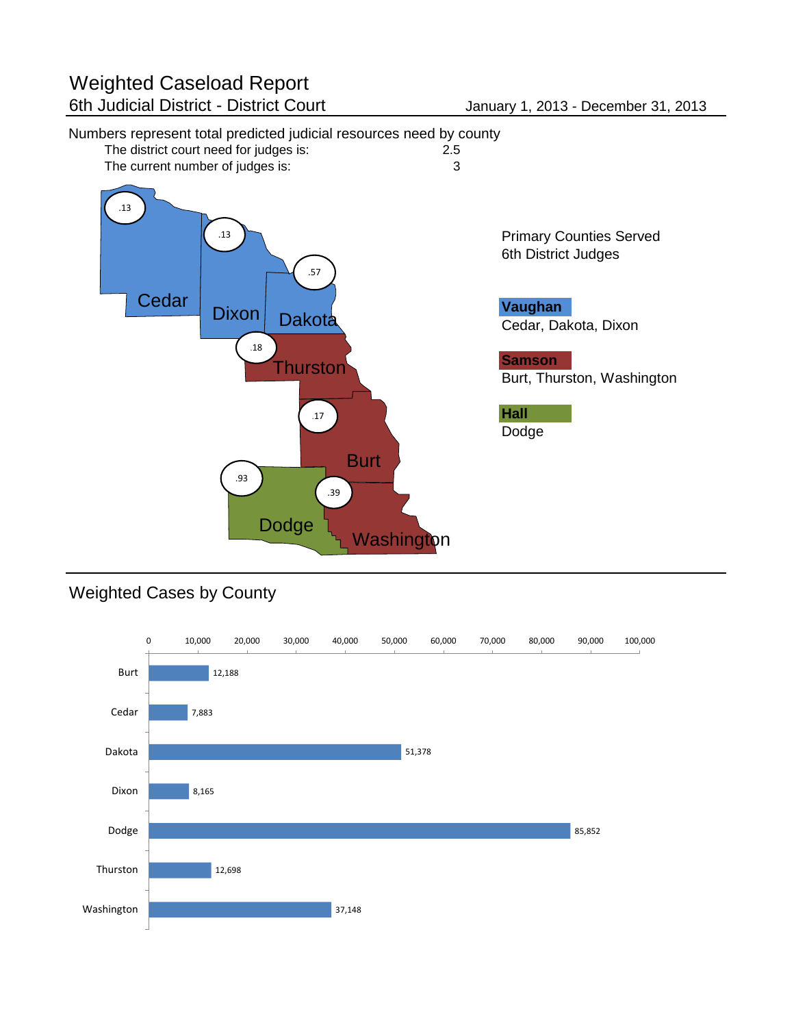# Weighted Caseload Report

## 6th Judicial District - District Court

January 1, 2013 - December 31, 2013

Numbers represent total predicted judicial resources need by county

| | |
|---|---|
| The district court need for judges is: | 2.5 |
| The current number of judges is: | 3 |

| County | Predicted Judicial Resources Need |
|---|---|
| Cedar | .13 |
| Dixon | .13 |
| Dakota | .57 |
| Thurston | .18 |
| Burt | .17 |
| Dodge | .93 |
| Washington | .39 |

Primary Counties Served
6th District Judges

**Vaughan**
Cedar, Dakota, Dixon

**Samson**
Burt, Thurston, Washington

**Hall**
Dodge

## Weighted Cases by County

| County | Weighted Cases |
|---|---|
| Burt | 12,188 |
| Cedar | 7,883 |
| Dakota | 51,378 |
| Dixon | 8,165 |
| Dodge | 85,852 |
| Thurston | 12,698 |
| Washington | 37,148 |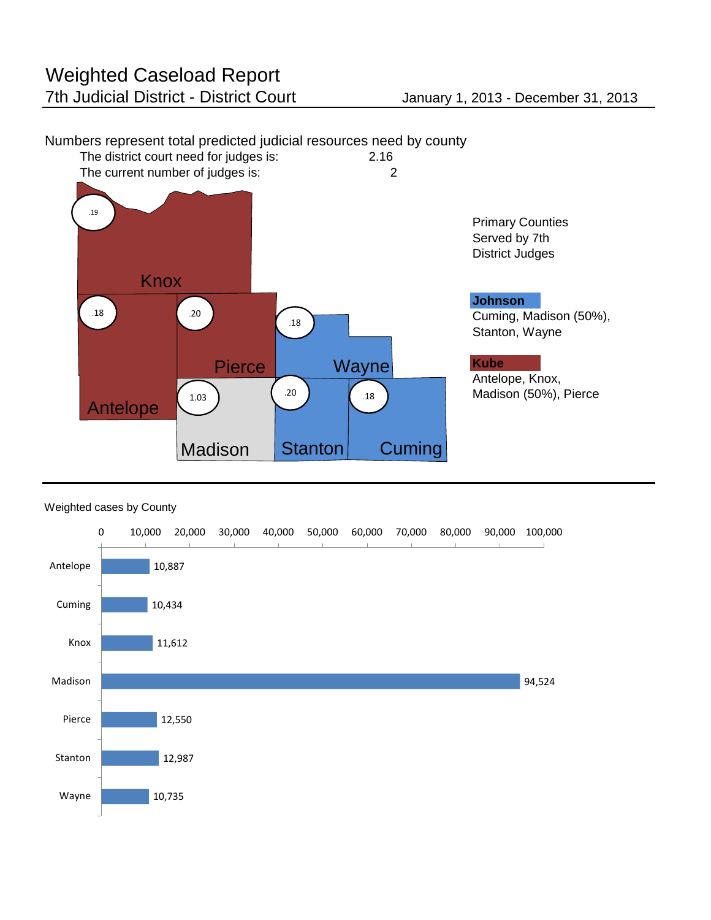# Weighted Caseload Report

## 7th Judicial District - District Court

January 1, 2013 - December 31, 2013

Numbers represent total predicted judicial resources need by county

The district court need for judges is: 2.16

The current number of judges is: 2

| County | Predicted judicial resources need |
|---|---|
| Knox | .19 |
| Antelope | .18 |
| Pierce | .20 |
| Wayne | .18 |
| Madison | 1.03 |
| Stanton | .20 |
| Cuming | .18 |

Primary Counties Served by 7th District Judges

**Johnson**
Cuming, Madison (50%), Stanton, Wayne

**Kube**
Antelope, Knox, Madison (50%), Pierce

Weighted cases by County

| County | Weighted cases |
|---|---|
| Antelope | 10,887 |
| Cuming | 10,434 |
| Knox | 11,612 |
| Madison | 94,524 |
| Pierce | 12,550 |
| Stanton | 12,987 |
| Wayne | 10,735 |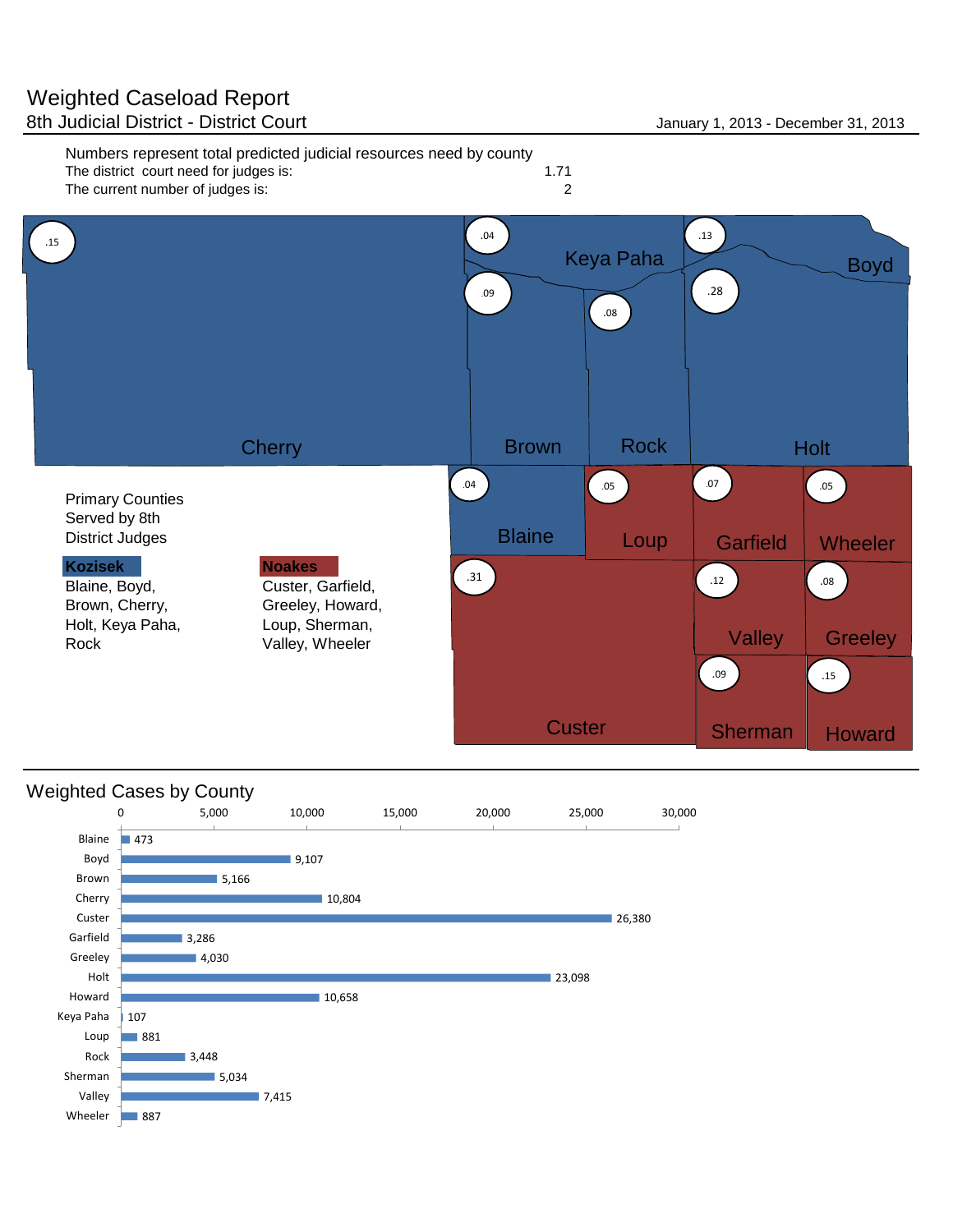# Weighted Caseload Report

## 8th Judicial District - District Court

January 1, 2013 - December 31, 2013

Numbers represent total predicted judicial resources need by county

| | |
|---|---|
| The district court need for judges is: | 1.71 |
| The current number of judges is: | 2 |

| County | Predicted Need |
|---|---|
| Cherry | .15 |
| Keya Paha | .04 |
| Brown | .09 |
| Rock | .08 |
| Boyd | .13 |
| Holt | .28 |
| Blaine | .04 |
| Loup | .05 |
| Garfield | .07 |
| Wheeler | .05 |
| Custer | .31 |
| Valley | .12 |
| Greeley | .08 |
| Sherman | .09 |
| Howard | .15 |

Primary Counties Served by 8th District Judges

**Kozisek**
Blaine, Boyd, Brown, Cherry, Holt, Keya Paha, Rock

**Noakes**
Custer, Garfield, Greeley, Howard, Loup, Sherman, Valley, Wheeler

## Weighted Cases by County

| County | Weighted Cases |
|---|---|
| Blaine | 473 |
| Boyd | 9,107 |
| Brown | 5,166 |
| Cherry | 10,804 |
| Custer | 26,380 |
| Garfield | 3,286 |
| Greeley | 4,030 |
| Holt | 23,098 |
| Howard | 10,658 |
| Keya Paha | 107 |
| Loup | 881 |
| Rock | 3,448 |
| Sherman | 5,034 |
| Valley | 7,415 |
| Wheeler | 887 |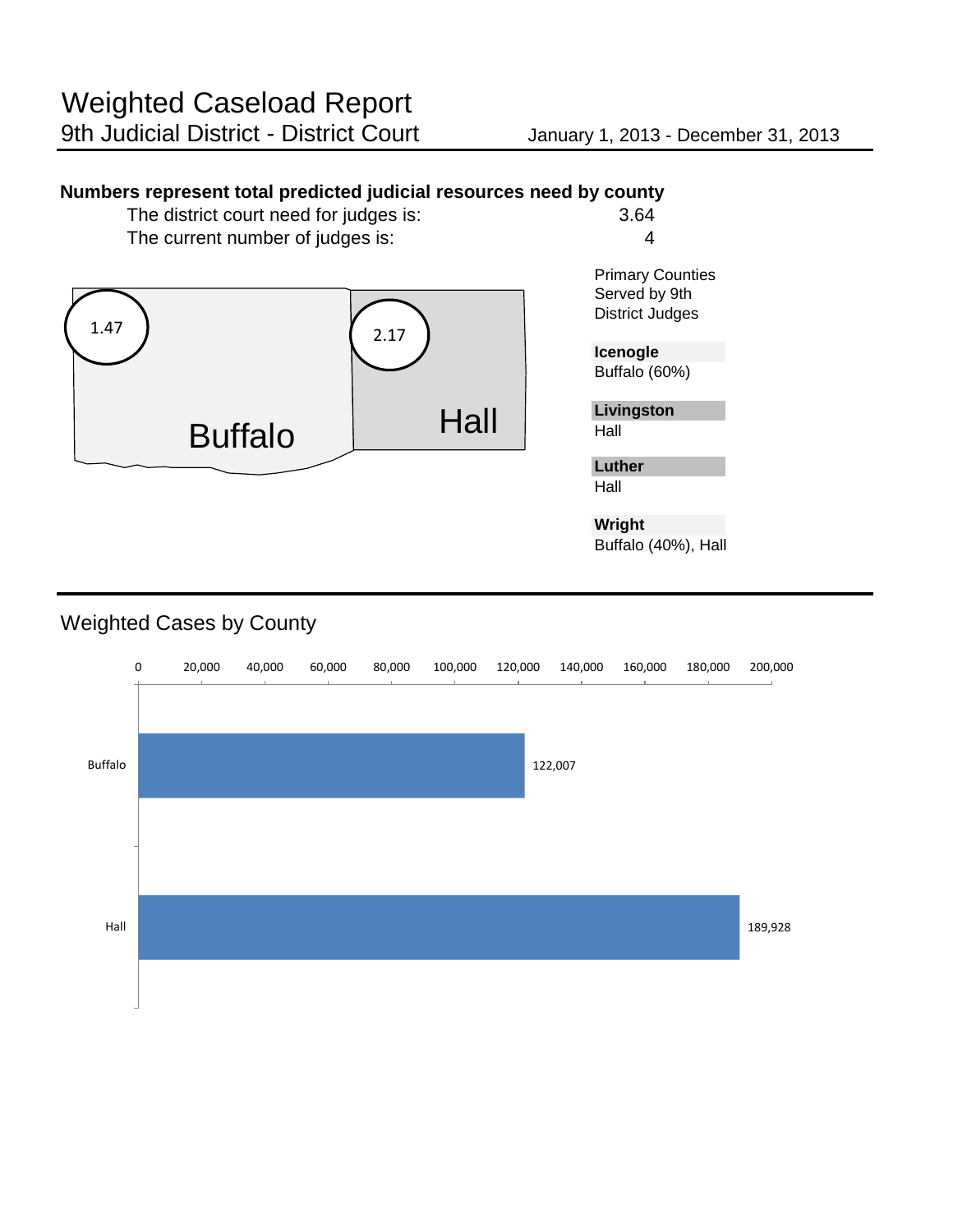# Weighted Caseload Report

## 9th Judicial District - District Court

January 1, 2013 - December 31, 2013

**Numbers represent total predicted judicial resources need by county**

| | |
|---|---|
| The district court need for judges is: | 3.64 |
| The current number of judges is: | 4 |

| County | Need |
|---|---|
| Buffalo | 1.47 |
| Hall | 2.17 |

Primary Counties Served by 9th District Judges

**Icenogle**
Buffalo (60%)

**Livingston**
Hall

**Luther**
Hall

**Wright**
Buffalo (40%), Hall

## Weighted Cases by County

| County | Weighted Cases |
|---|---|
| Buffalo | 122,007 |
| Hall | 189,928 |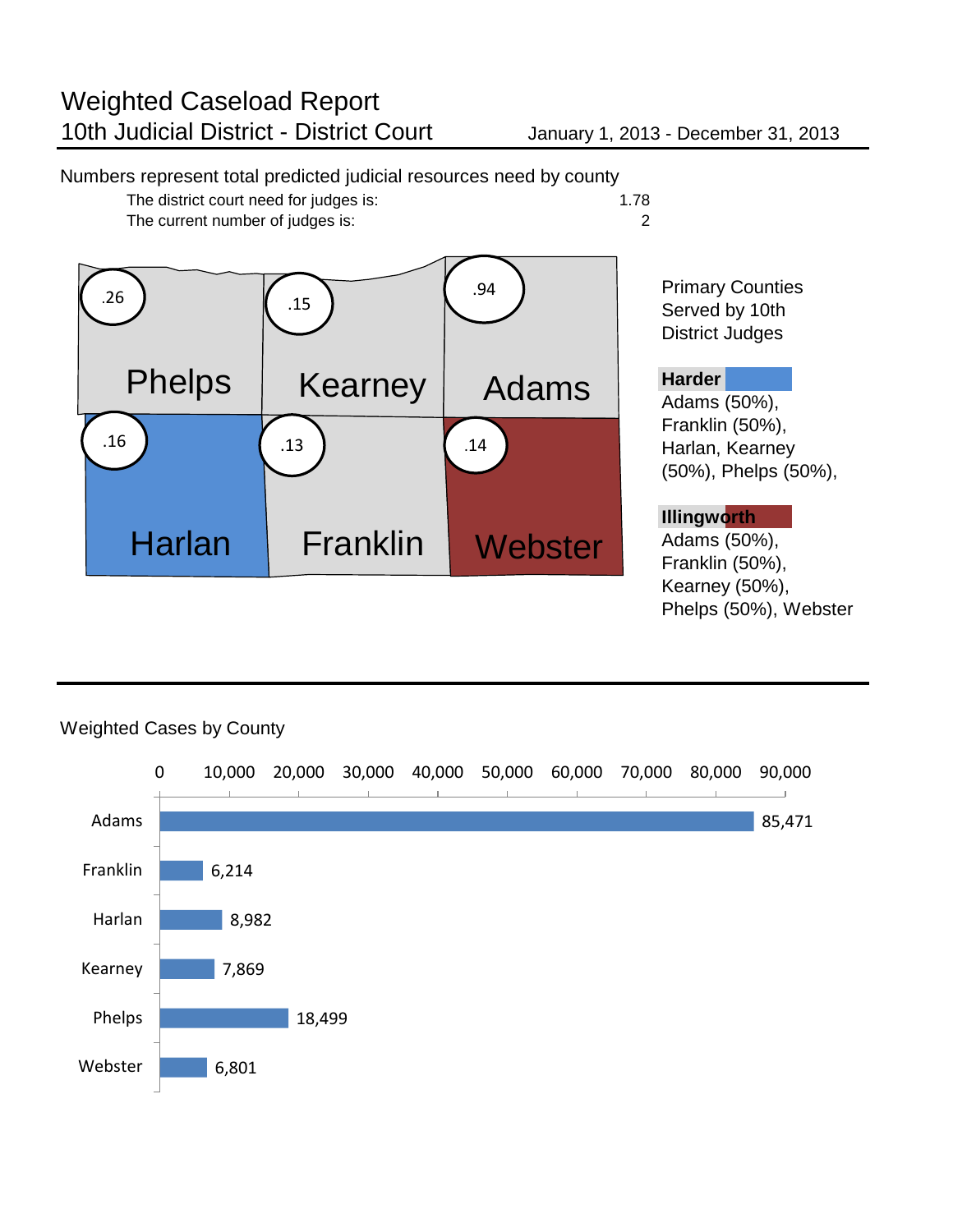# Weighted Caseload Report

## 10th Judicial District - District Court

January 1, 2013 - December 31, 2013

Numbers represent total predicted judicial resources need by county

| | |
|---|---|
| The district court need for judges is: | 1.78 |
| The current number of judges is: | 2 |

| County | Predicted judicial resources need |
|---|---|
| Phelps | .26 |
| Kearney | .15 |
| Adams | .94 |
| Harlan | .16 |
| Franklin | .13 |
| Webster | .14 |

Primary Counties Served by 10th District Judges

**Harder**
Adams (50%), Franklin (50%), Harlan, Kearney (50%), Phelps (50%),

**Illingworth**
Adams (50%), Franklin (50%), Kearney (50%), Phelps (50%), Webster

### Weighted Cases by County

| County | Weighted Cases |
|---|---|
| Adams | 85,471 |
| Franklin | 6,214 |
| Harlan | 8,982 |
| Kearney | 7,869 |
| Phelps | 18,499 |
| Webster | 6,801 |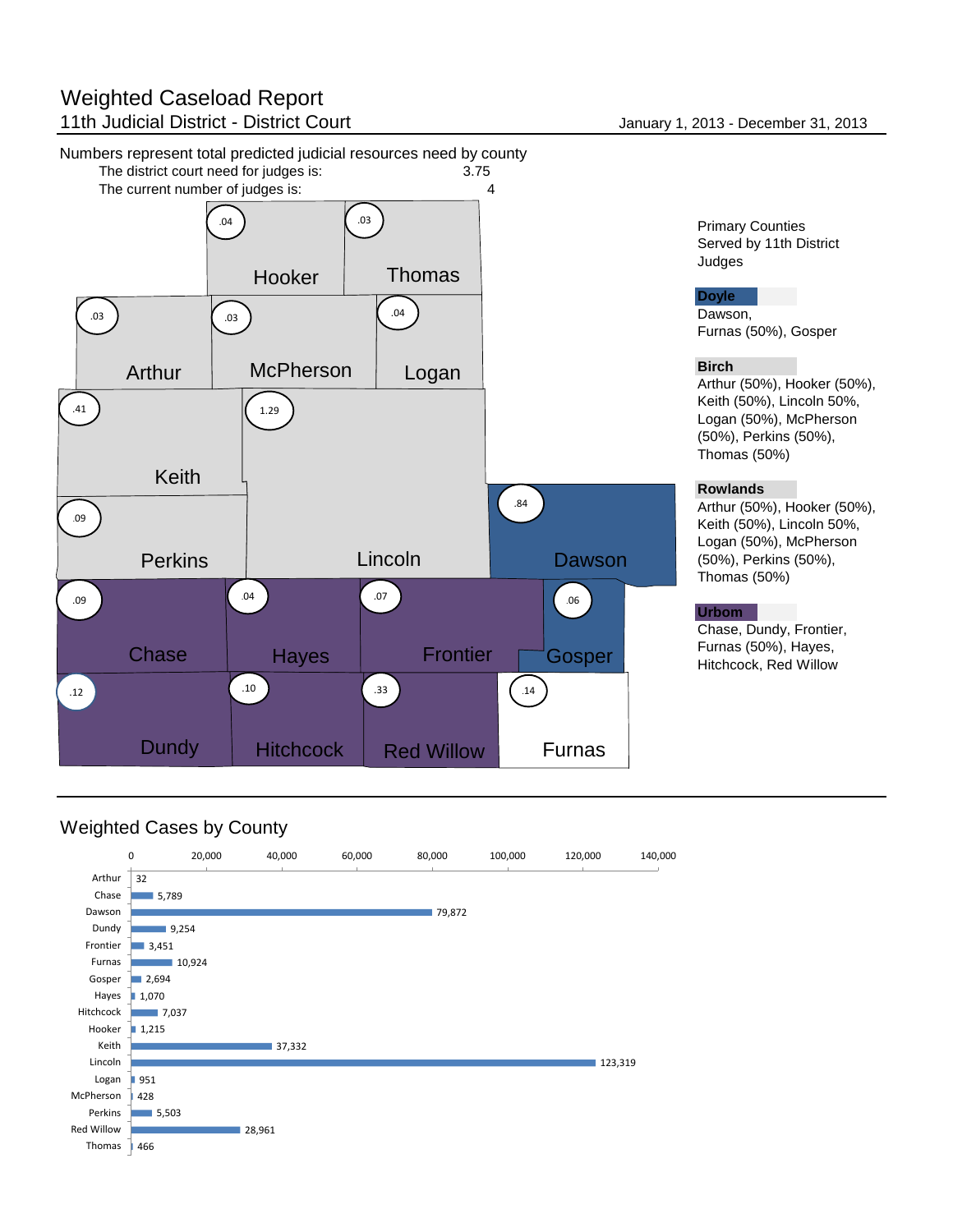# Weighted Caseload Report

## 11th Judicial District - District Court

January 1, 2013 - December 31, 2013

Numbers represent total predicted judicial resources need by county

| | |
|---|---|
| The district court need for judges is: | 3.75 |
| The current number of judges is: | 4 |

| County | Predicted judicial resources need |
|---|---|
| Hooker | .04 |
| Thomas | .03 |
| Arthur | .03 |
| McPherson | .03 |
| Logan | .04 |
| Keith | .41 |
| Lincoln | 1.29 |
| Perkins | .09 |
| Dawson | .84 |
| Chase | .09 |
| Hayes | .04 |
| Frontier | .07 |
| Gosper | .06 |
| Dundy | .12 |
| Hitchcock | .10 |
| Red Willow | .33 |
| Furnas | .14 |

Primary Counties Served by 11th District Judges

**Doyle**
Dawson, Furnas (50%), Gosper

**Birch**
Arthur (50%), Hooker (50%), Keith (50%), Lincoln 50%, Logan (50%), McPherson (50%), Perkins (50%), Thomas (50%)

**Rowlands**
Arthur (50%), Hooker (50%), Keith (50%), Lincoln 50%, Logan (50%), McPherson (50%), Perkins (50%), Thomas (50%)

**Urbom**
Chase, Dundy, Frontier, Furnas (50%), Hayes, Hitchcock, Red Willow

## Weighted Cases by County

| County | Weighted Cases |
|---|---|
| Arthur | 32 |
| Chase | 5,789 |
| Dawson | 79,872 |
| Dundy | 9,254 |
| Frontier | 3,451 |
| Furnas | 10,924 |
| Gosper | 2,694 |
| Hayes | 1,070 |
| Hitchcock | 7,037 |
| Hooker | 1,215 |
| Keith | 37,332 |
| Lincoln | 123,319 |
| Logan | 951 |
| McPherson | 428 |
| Perkins | 5,503 |
| Red Willow | 28,961 |
| Thomas | 466 |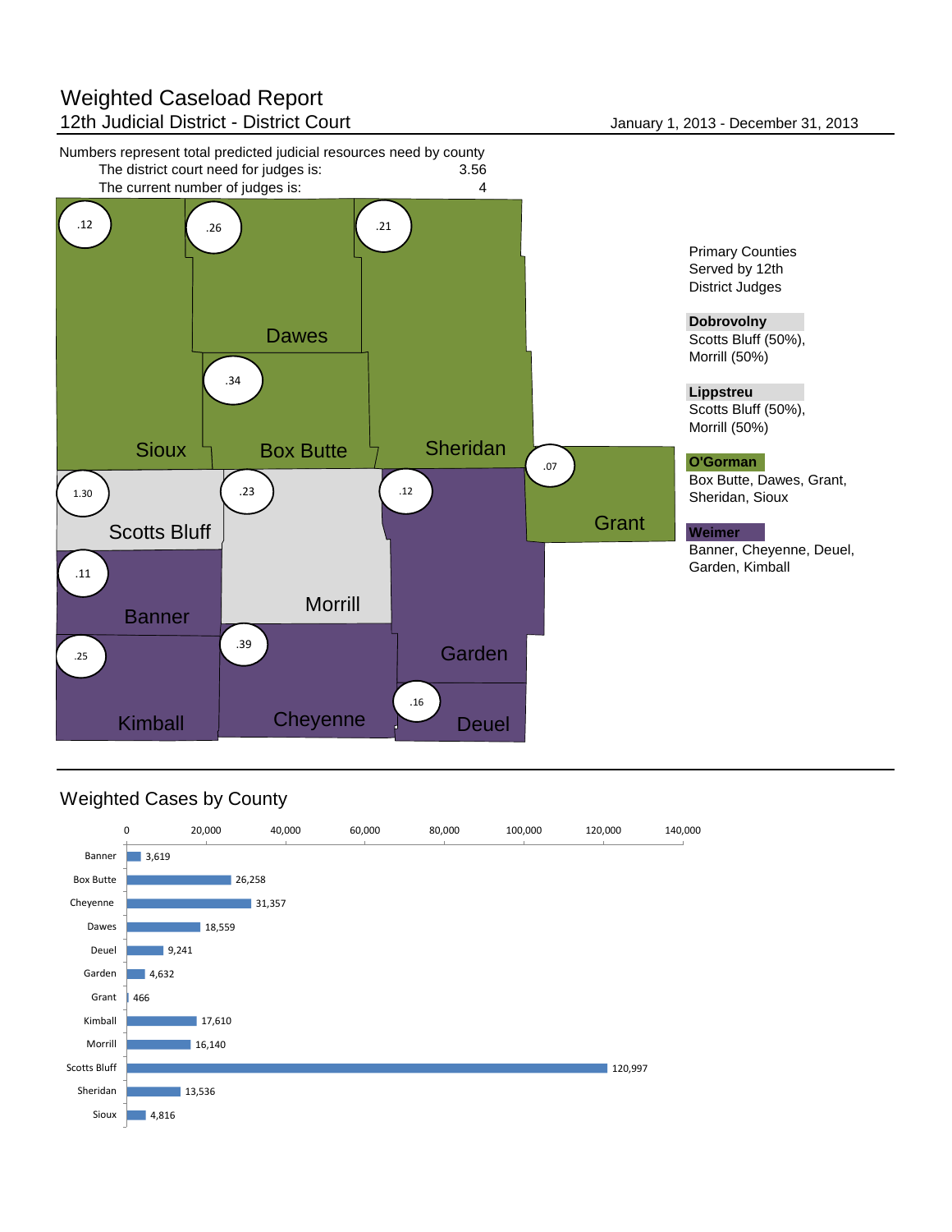# Weighted Caseload Report

## 12th Judicial District - District Court

January 1, 2013 - December 31, 2013

Numbers represent total predicted judicial resources need by county

The district court need for judges is: 3.56

The current number of judges is: 4

.12
Sioux

.26
Dawes

.21
Sheridan

.34
Box Butte

.07
Grant

1.30
Scotts Bluff

.23
Morrill

.12
Garden

.11
Banner

.25
Kimball

.39
Cheyenne

.16
Deuel

Primary Counties Served by 12th District Judges

**Dobrovolny**
Scotts Bluff (50%), Morrill (50%)

**Lippstreu**
Scotts Bluff (50%), Morrill (50%)

**O'Gorman**
Box Butte, Dawes, Grant, Sheridan, Sioux

**Weimer**
Banner, Cheyenne, Deuel, Garden, Kimball

## Weighted Cases by County

0
20,000
40,000
60,000
80,000
100,000
120,000
140,000

Banner 3,619
Box Butte 26,258
Cheyenne 31,357
Dawes 18,559
Deuel 9,241
Garden 4,632
Grant 466
Kimball 17,610
Morrill 16,140
Scotts Bluff 120,997
Sheridan 13,536
Sioux 4,816